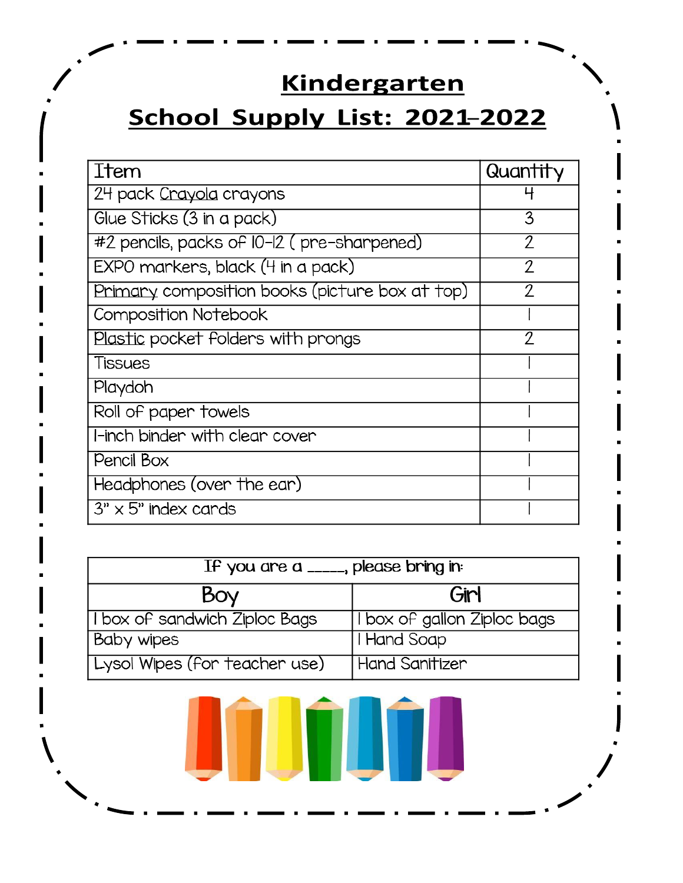# Kindergarten

## School Supply List: 2021-2022

| Item | Quantity |
|---|---|
| 24 pack Crayola crayons | 4 |
| Glue Sticks (3 in a pack) | 3 |
| #2 pencils, packs of 10-12 ( pre-sharpened) | 2 |
| EXPO markers, black (4 in a pack) | 2 |
| Primary composition books (picture box at top) | 2 |
| Composition Notebook | 1 |
| Plastic pocket folders with prongs | 2 |
| Tissues | 1 |
| Playdoh | 1 |
| Roll of paper towels | 1 |
| 1-inch binder with clear cover | 1 |
| Pencil Box | 1 |
| Headphones (over the ear) | 1 |
| 3" x 5" index cards | 1 |

| If you are a _____, please bring in: | |
|---|---|
| **Boy** | **Girl** |
| 1 box of sandwich Ziploc Bags | 1 box of gallon Ziploc bags |
| Baby wipes | 1 Hand Soap |
| Lysol Wipes (for teacher use) | Hand Sanitizer |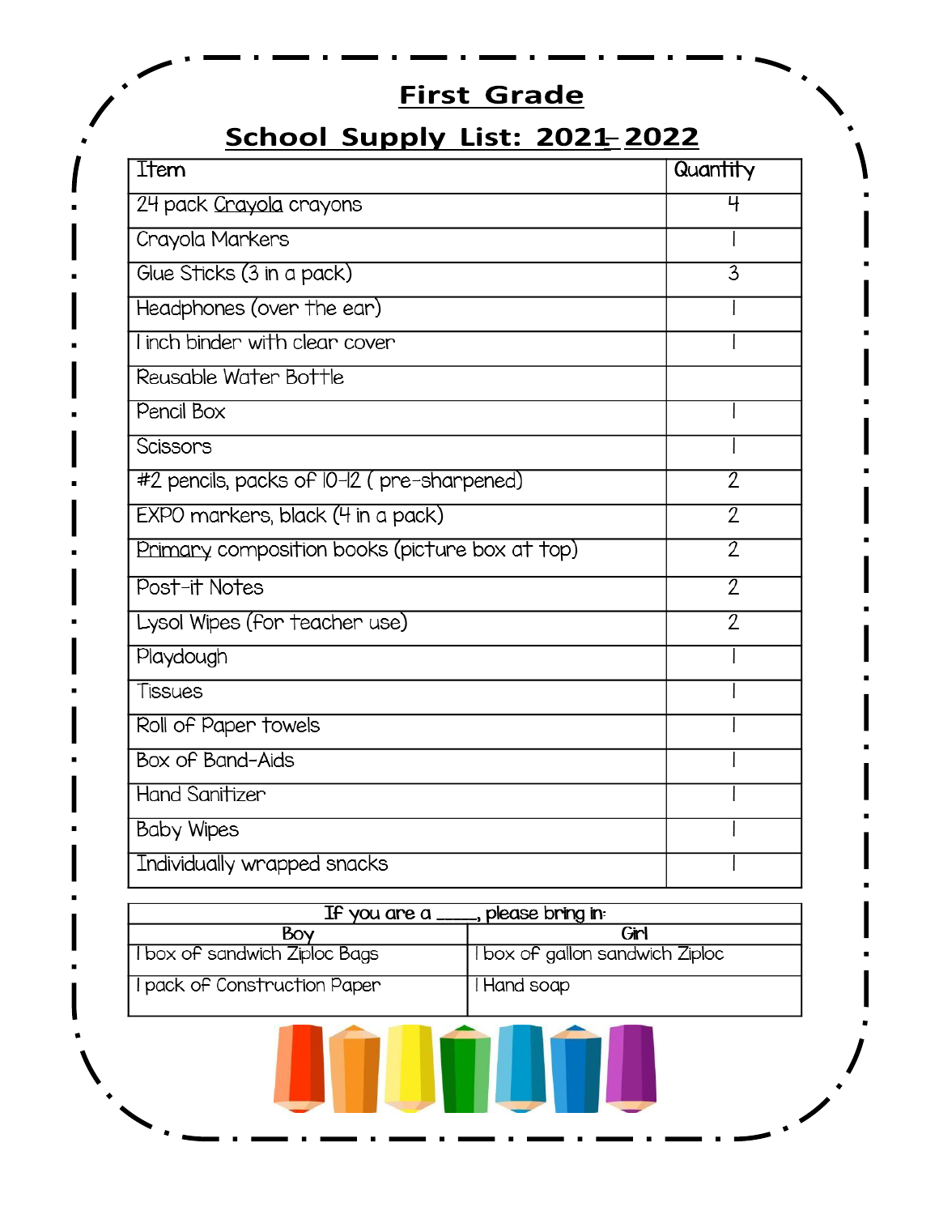# First Grade

## School Supply List: 2021-2022

| Item | Quantity |
|---|---|
| 24 pack Crayola crayons | 4 |
| Crayola Markers | 1 |
| Glue Sticks (3 in a pack) | 3 |
| Headphones (over the ear) | 1 |
| 1 inch binder with clear cover | 1 |
| Reusable Water Bottle | |
| Pencil Box | 1 |
| Scissors | 1 |
| #2 pencils, packs of 10-12 ( pre-sharpened) | 2 |
| EXPO markers, black (4 in a pack) | 2 |
| Primary composition books (picture box at top) | 2 |
| Post-it Notes | 2 |
| Lysol Wipes (for teacher use) | 2 |
| Playdough | 1 |
| Tissues | 1 |
| Roll of Paper towels | 1 |
| Box of Band-Aids | 1 |
| Hand Sanitizer | 1 |
| Baby Wipes | 1 |
| Individually wrapped snacks | 1 |

| If you are a _____, please bring in: | |
|---|---|
| **Boy** | **Girl** |
| 1 box of sandwich Ziploc Bags | 1 box of gallon sandwich Ziploc |
| 1 pack of Construction Paper | 1 Hand soap |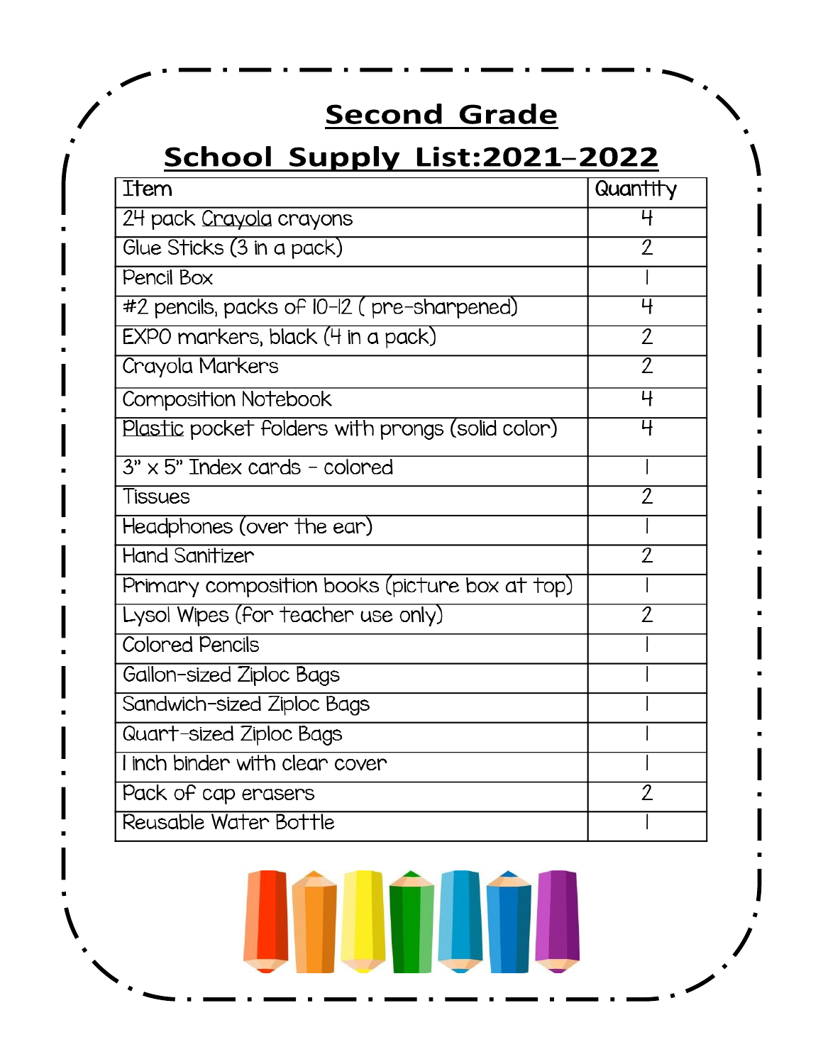# Second Grade

## School Supply List:2021-2022

| Item | Quantity |
|---|---|
| 24 pack Crayola crayons | 4 |
| Glue Sticks (3 in a pack) | 2 |
| Pencil Box | 1 |
| #2 pencils, packs of 10-12 ( pre-sharpened) | 4 |
| EXPO markers, black (4 in a pack) | 2 |
| Crayola Markers | 2 |
| Composition Notebook | 4 |
| Plastic pocket folders with prongs (solid color) | 4 |
| 3" x 5" Index cards - colored | 1 |
| Tissues | 2 |
| Headphones (over the ear) | 1 |
| Hand Sanitizer | 2 |
| Primary composition books (picture box at top) | 1 |
| Lysol Wipes (for teacher use only) | 2 |
| Colored Pencils | 1 |
| Gallon-sized Ziploc Bags | 1 |
| Sandwich-sized Ziploc Bags | 1 |
| Quart-sized Ziploc Bags | 1 |
| 1 inch binder with clear cover | 1 |
| Pack of cap erasers | 2 |
| Reusable Water Bottle | 1 |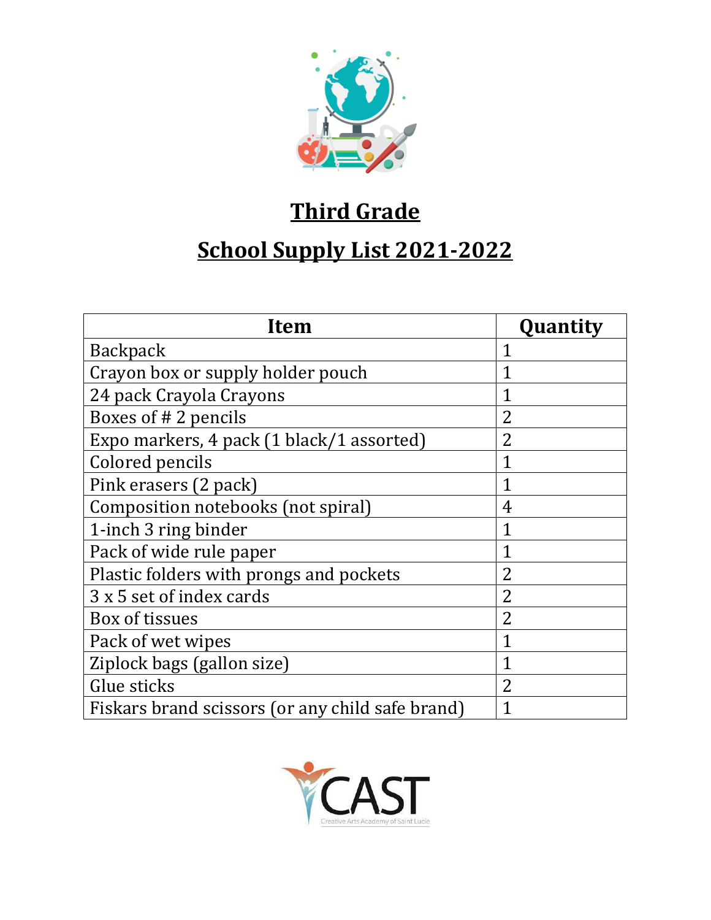# Third Grade

# School Supply List 2021-2022

| Item | Quantity |
|---|---|
| Backpack | 1 |
| Crayon box or supply holder pouch | 1 |
| 24 pack Crayola Crayons | 1 |
| Boxes of # 2 pencils | 2 |
| Expo markers, 4 pack (1 black/1 assorted) | 2 |
| Colored pencils | 1 |
| Pink erasers (2 pack) | 1 |
| Composition notebooks (not spiral) | 4 |
| 1-inch 3 ring binder | 1 |
| Pack of wide rule paper | 1 |
| Plastic folders with prongs and pockets | 2 |
| 3 x 5 set of index cards | 2 |
| Box of tissues | 2 |
| Pack of wet wipes | 1 |
| Ziplock bags (gallon size) | 1 |
| Glue sticks | 2 |
| Fiskars brand scissors (or any child safe brand) | 1 |

CAST
Creative Arts Academy of Saint Lucie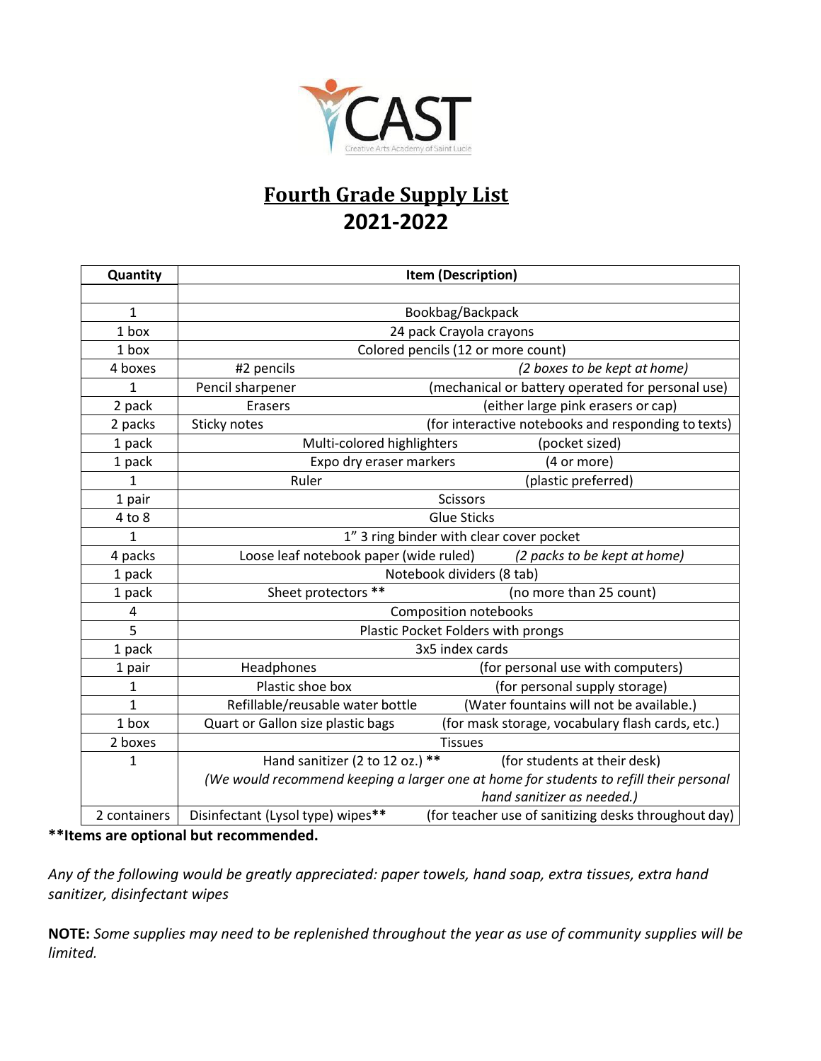CAST

Creative Arts Academy of Saint Lucie

# Fourth Grade Supply List
## 2021-2022

| Quantity | Item (Description) |
|---|---|
| | |
| 1 | Bookbag/Backpack |
| 1 box | 24 pack Crayola crayons |
| 1 box | Colored pencils (12 or more count) |
| 4 boxes | #2 pencils *(2 boxes to be kept at home)* |
| 1 | Pencil sharpener (mechanical or battery operated for personal use) |
| 2 pack | Erasers (either large pink erasers or cap) |
| 2 packs | Sticky notes (for interactive notebooks and responding to texts) |
| 1 pack | Multi-colored highlighters (pocket sized) |
| 1 pack | Expo dry eraser markers (4 or more) |
| 1 | Ruler (plastic preferred) |
| 1 pair | Scissors |
| 4 to 8 | Glue Sticks |
| 1 | 1" 3 ring binder with clear cover pocket |
| 4 packs | Loose leaf notebook paper (wide ruled) *(2 packs to be kept at home)* |
| 1 pack | Notebook dividers (8 tab) |
| 1 pack | Sheet protectors ** (no more than 25 count) |
| 4 | Composition notebooks |
| 5 | Plastic Pocket Folders with prongs |
| 1 pack | 3x5 index cards |
| 1 pair | Headphones (for personal use with computers) |
| 1 | Plastic shoe box (for personal supply storage) |
| 1 | Refillable/reusable water bottle (Water fountains will not be available.) |
| 1 box | Quart or Gallon size plastic bags (for mask storage, vocabulary flash cards, etc.) |
| 2 boxes | Tissues |
| 1 | Hand sanitizer (2 to 12 oz.) ** (for students at their desk) *(We would recommend keeping a larger one at home for students to refill their personal hand sanitizer as needed.)* |
| 2 containers | Disinfectant (Lysol type) wipes** (for teacher use of sanitizing desks throughout day) |

**\*\*Items are optional but recommended.**

*Any of the following would be greatly appreciated: paper towels, hand soap, extra tissues, extra hand sanitizer, disinfectant wipes*

**NOTE:** *Some supplies may need to be replenished throughout the year as use of community supplies will be limited.*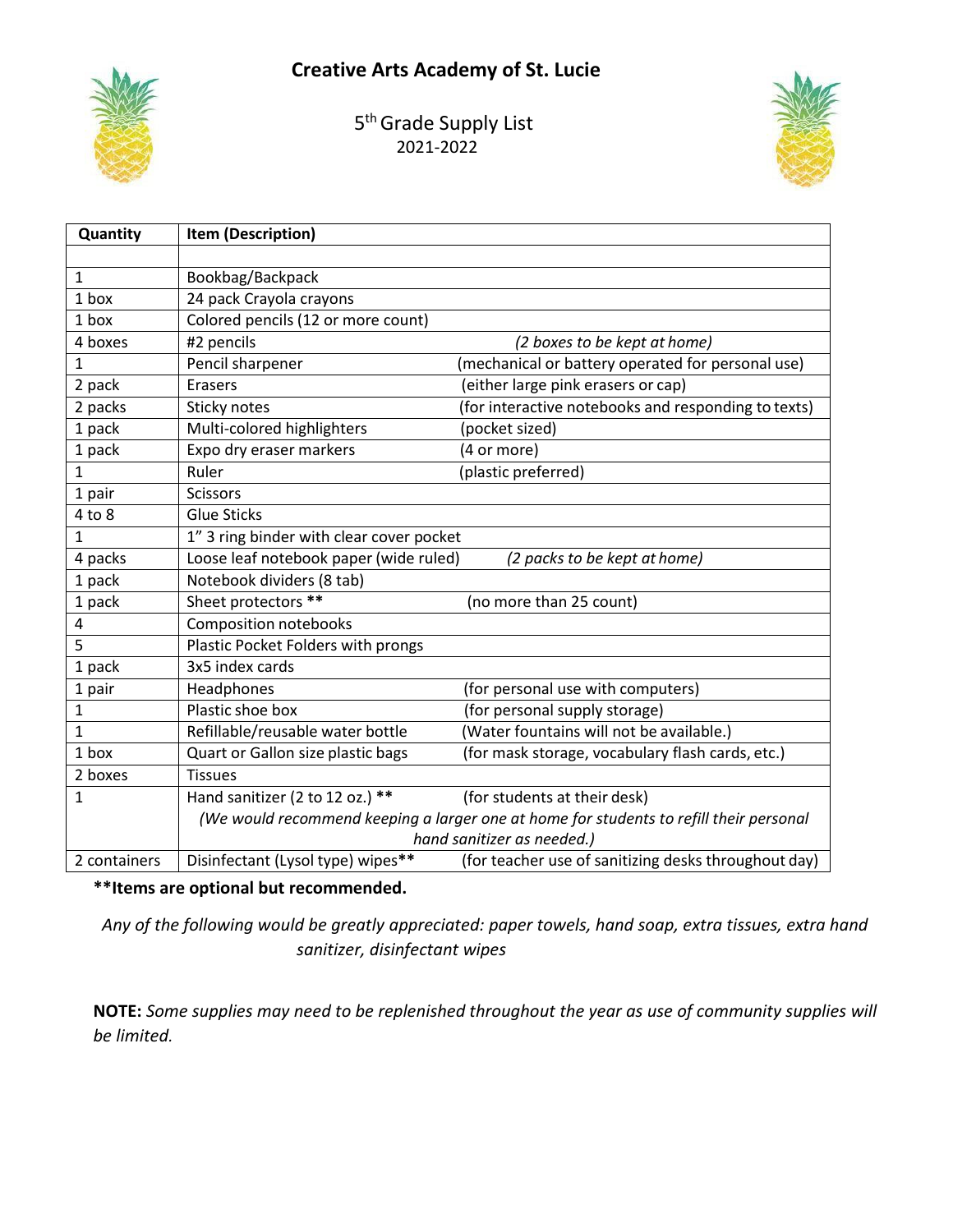# Creative Arts Academy of St. Lucie

5th Grade Supply List
2021-2022

| Quantity | Item (Description) |
|---|---|
| | |
| 1 | Bookbag/Backpack |
| 1 box | 24 pack Crayola crayons |
| 1 box | Colored pencils (12 or more count) |
| 4 boxes | #2 pencils *(2 boxes to be kept at home)* |
| 1 | Pencil sharpener (mechanical or battery operated for personal use) |
| 2 pack | Erasers (either large pink erasers or cap) |
| 2 packs | Sticky notes (for interactive notebooks and responding to texts) |
| 1 pack | Multi-colored highlighters (pocket sized) |
| 1 pack | Expo dry eraser markers (4 or more) |
| 1 | Ruler (plastic preferred) |
| 1 pair | Scissors |
| 4 to 8 | Glue Sticks |
| 1 | 1" 3 ring binder with clear cover pocket |
| 4 packs | Loose leaf notebook paper (wide ruled) *(2 packs to be kept at home)* |
| 1 pack | Notebook dividers (8 tab) |
| 1 pack | Sheet protectors ** (no more than 25 count) |
| 4 | Composition notebooks |
| 5 | Plastic Pocket Folders with prongs |
| 1 pack | 3x5 index cards |
| 1 pair | Headphones (for personal use with computers) |
| 1 | Plastic shoe box (for personal supply storage) |
| 1 | Refillable/reusable water bottle (Water fountains will not be available.) |
| 1 box | Quart or Gallon size plastic bags (for mask storage, vocabulary flash cards, etc.) |
| 2 boxes | Tissues |
| 1 | Hand sanitizer (2 to 12 oz.) ** (for students at their desk) *(We would recommend keeping a larger one at home for students to refill their personal hand sanitizer as needed.)* |
| 2 containers | Disinfectant (Lysol type) wipes** (for teacher use of sanitizing desks throughout day) |

****Items are optional but recommended.**

*Any of the following would be greatly appreciated: paper towels, hand soap, extra tissues, extra hand sanitizer, disinfectant wipes*

**NOTE:** *Some supplies may need to be replenished throughout the year as use of community supplies will be limited.*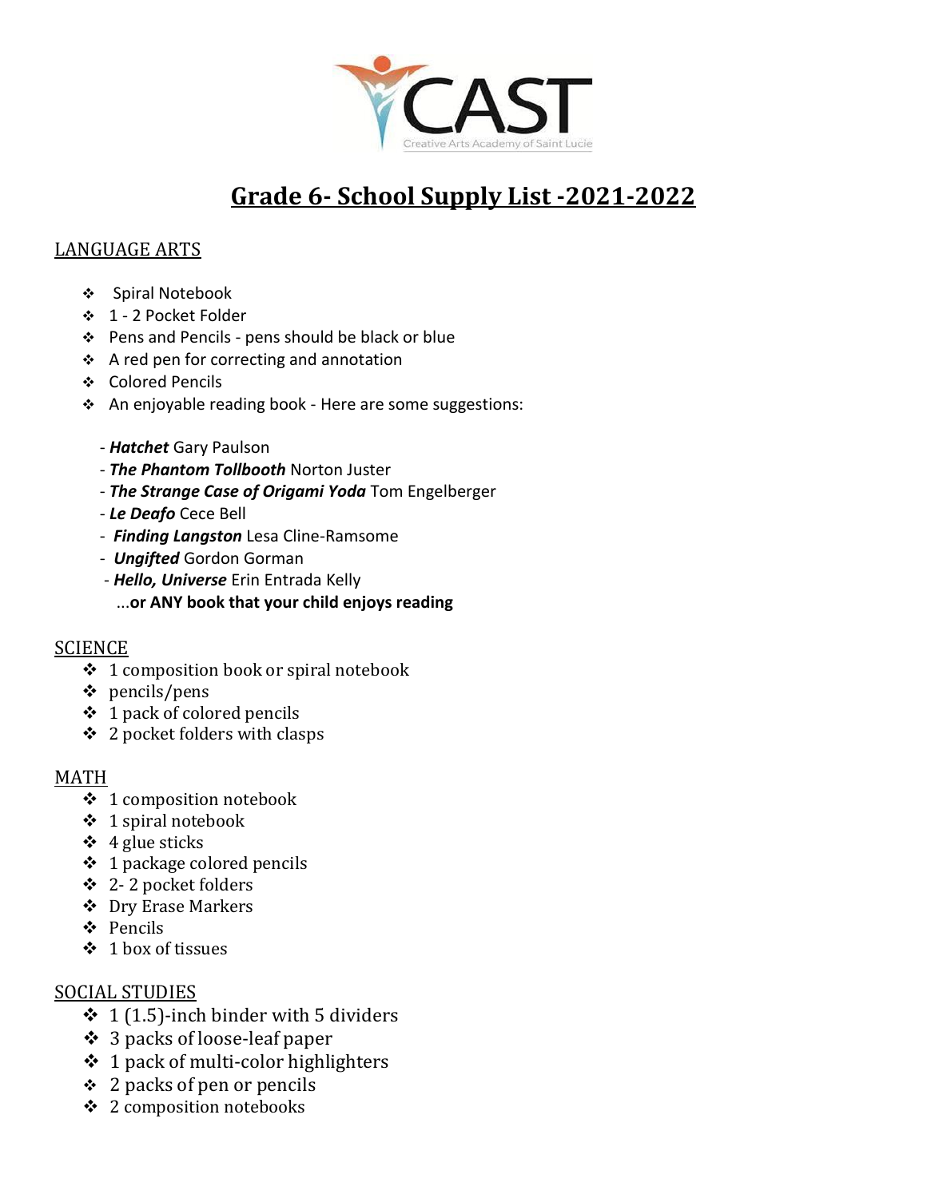CAST

Creative Arts Academy of Saint Lucie

# Grade 6- School Supply List -2021-2022

## LANGUAGE ARTS

- Spiral Notebook
- 1 - 2 Pocket Folder
- Pens and Pencils - pens should be black or blue
- A red pen for correcting and annotation
- Colored Pencils
- An enjoyable reading book - Here are some suggestions:

  - ***Hatchet*** Gary Paulson
  - ***The Phantom Tollbooth*** Norton Juster
  - ***The Strange Case of Origami Yoda*** Tom Engelberger
  - ***Le Deafo*** Cece Bell
  - ***Finding Langston*** Lesa Cline-Ramsome
  - ***Ungifted*** Gordon Gorman
  - ***Hello, Universe*** Erin Entrada Kelly

  ...**or ANY book that your child enjoys reading**

## SCIENCE

- 1 composition book or spiral notebook
- pencils/pens
- 1 pack of colored pencils
- 2 pocket folders with clasps

## MATH

- 1 composition notebook
- 1 spiral notebook
- 4 glue sticks
- 1 package colored pencils
- 2- 2 pocket folders
- Dry Erase Markers
- Pencils
- 1 box of tissues

## SOCIAL STUDIES

- 1 (1.5)-inch binder with 5 dividers
- 3 packs of loose-leaf paper
- 1 pack of multi-color highlighters
- 2 packs of pen or pencils
- 2 composition notebooks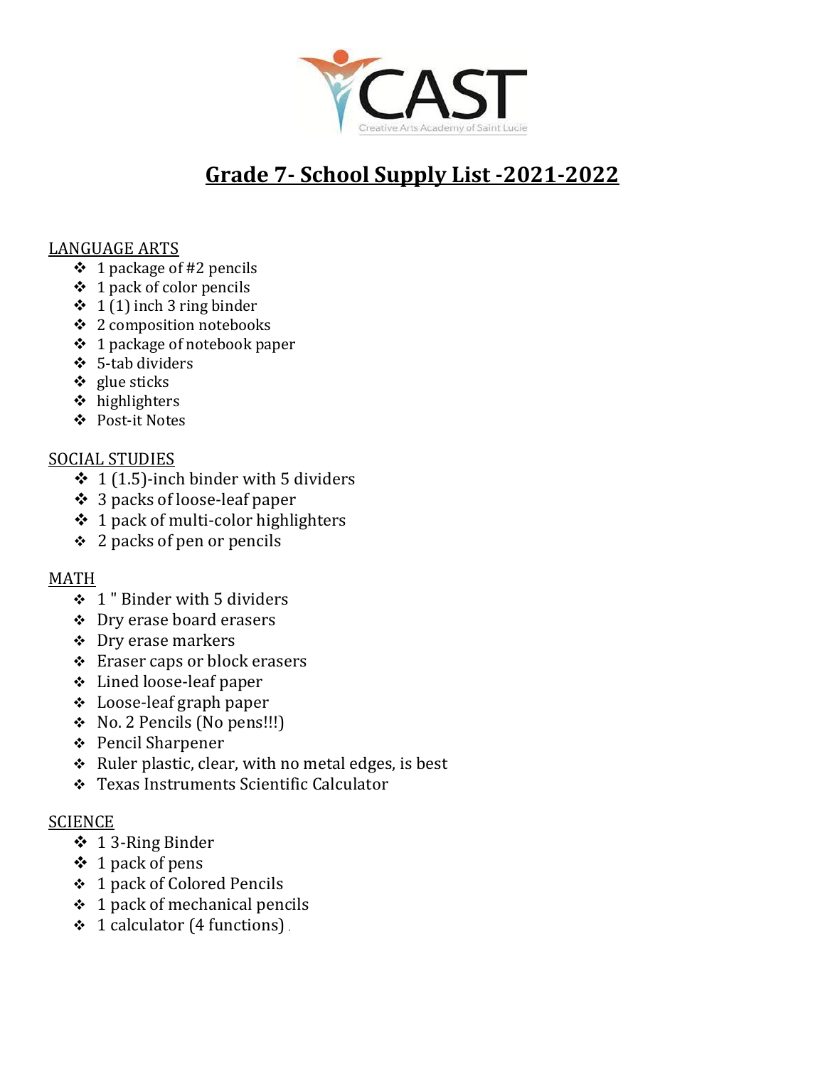CAST
Creative Arts Academy of Saint Lucie

# Grade 7- School Supply List -2021-2022

LANGUAGE ARTS

- 1 package of #2 pencils
- 1 pack of color pencils
- 1 (1) inch 3 ring binder
- 2 composition notebooks
- 1 package of notebook paper
- 5-tab dividers
- glue sticks
- highlighters
- Post-it Notes

SOCIAL STUDIES

- 1 (1.5)-inch binder with 5 dividers
- 3 packs of loose-leaf paper
- 1 pack of multi-color highlighters
- 2 packs of pen or pencils

MATH

- 1 " Binder with 5 dividers
- Dry erase board erasers
- Dry erase markers
- Eraser caps or block erasers
- Lined loose-leaf paper
- Loose-leaf graph paper
- No. 2 Pencils (No pens!!!)
- Pencil Sharpener
- Ruler plastic, clear, with no metal edges, is best
- Texas Instruments Scientific Calculator

SCIENCE

- 1 3-Ring Binder
- 1 pack of pens
- 1 pack of Colored Pencils
- 1 pack of mechanical pencils
- 1 calculator (4 functions)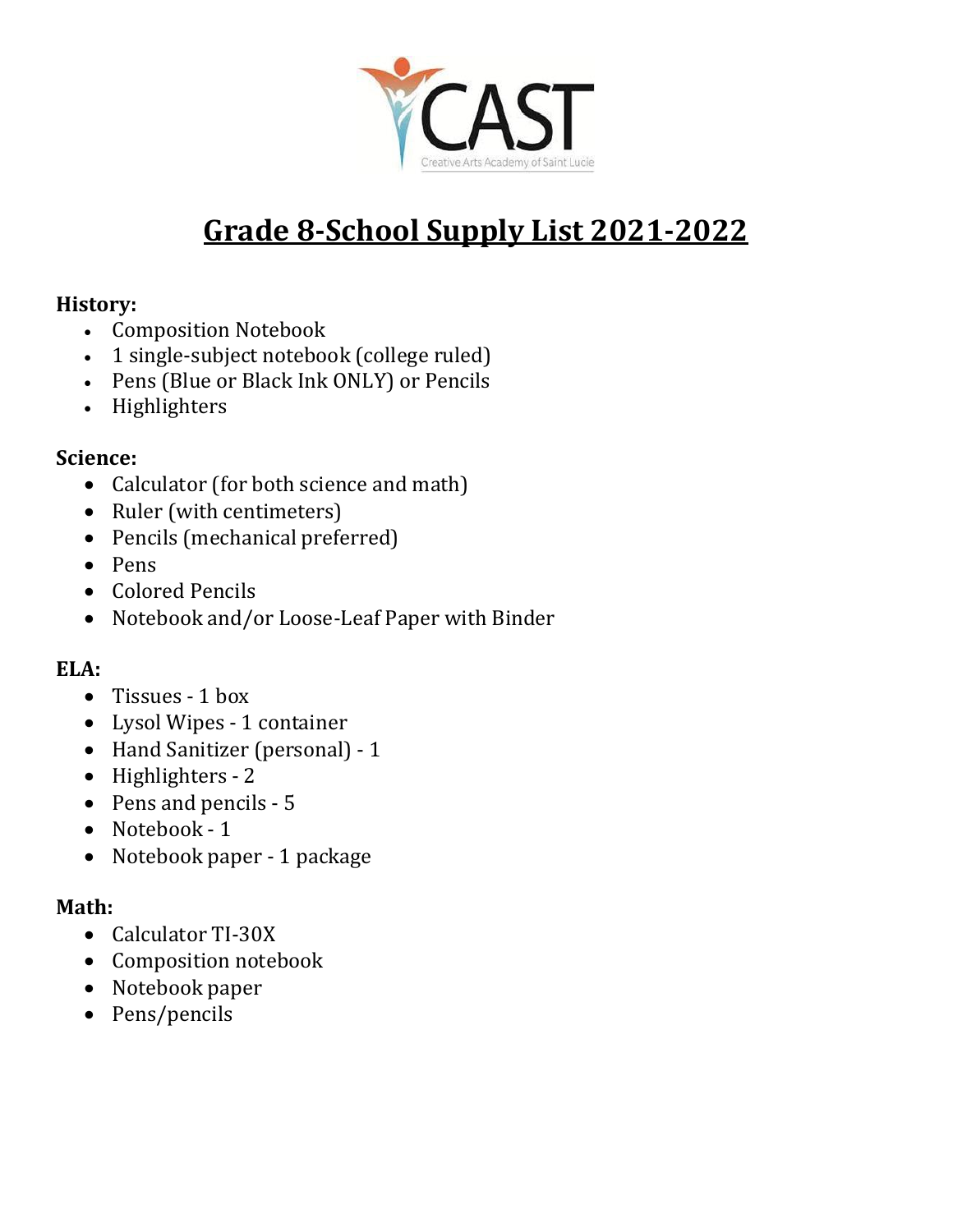CAST

Creative Arts Academy of Saint Lucie

# Grade 8-School Supply List 2021-2022

**History:**

- Composition Notebook
- 1 single-subject notebook (college ruled)
- Pens (Blue or Black Ink ONLY) or Pencils
- Highlighters

**Science:**

- Calculator (for both science and math)
- Ruler (with centimeters)
- Pencils (mechanical preferred)
- Pens
- Colored Pencils
- Notebook and/or Loose-Leaf Paper with Binder

**ELA:**

- Tissues - 1 box
- Lysol Wipes - 1 container
- Hand Sanitizer (personal) - 1
- Highlighters - 2
- Pens and pencils - 5
- Notebook - 1
- Notebook paper - 1 package

**Math:**

- Calculator TI-30X
- Composition notebook
- Notebook paper
- Pens/pencils